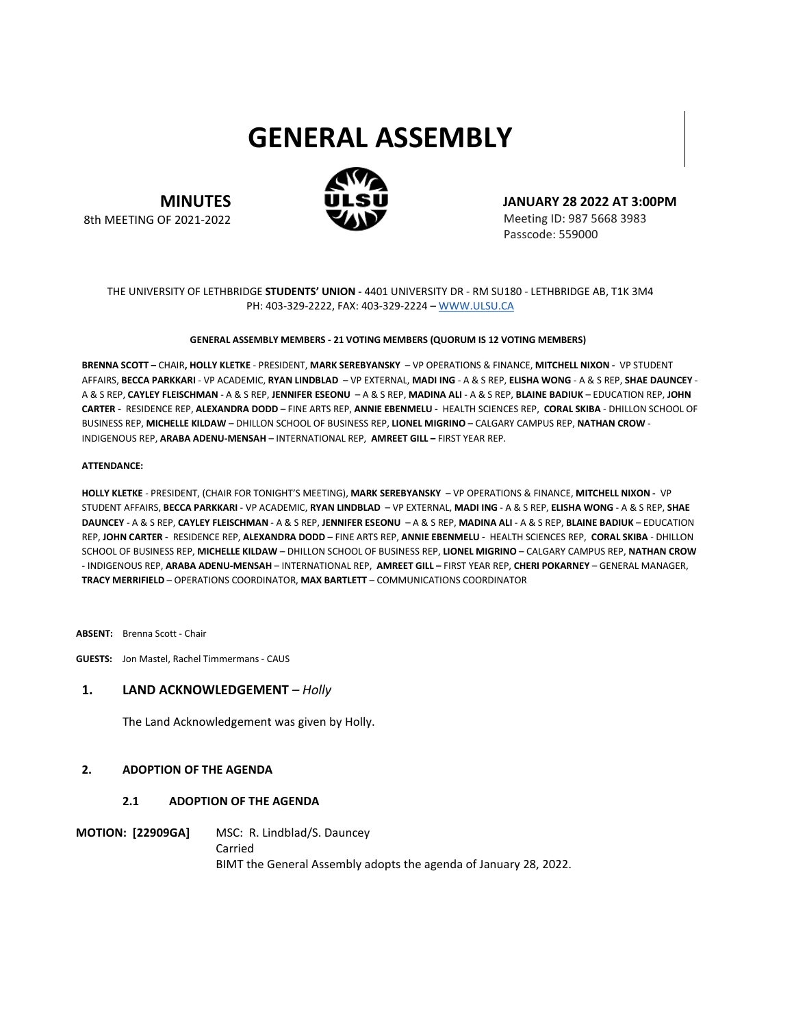# GENERAL ASSEMBLY

**MINUTES**
8th MEETING OF 2021-2022

**JANUARY 28 2022 AT 3:00PM**
Meeting ID: 987 5668 3983
Passcode: 559000

THE UNIVERSITY OF LETHBRIDGE **STUDENTS' UNION -** 4401 UNIVERSITY DR - RM SU180 - LETHBRIDGE AB, T1K 3M4
PH: 403-329-2222, FAX: 403-329-2224 – WWW.ULSU.CA

**GENERAL ASSEMBLY MEMBERS - 21 VOTING MEMBERS (QUORUM IS 12 VOTING MEMBERS)**

**BRENNA SCOTT –** CHAIR**, HOLLY KLETKE** - PRESIDENT, **MARK SEREBYANSKY** – VP OPERATIONS & FINANCE, **MITCHELL NIXON -** VP STUDENT AFFAIRS, **BECCA PARKKARI** - VP ACADEMIC, **RYAN LINDBLAD** – VP EXTERNAL, **MADI ING** - A & S REP, **ELISHA WONG** - A & S REP, **SHAE DAUNCEY** - A & S REP, **CAYLEY FLEISCHMAN** - A & S REP, **JENNIFER ESEONU** – A & S REP, **MADINA ALI** - A & S REP, **BLAINE BADIUK** – EDUCATION REP, **JOHN CARTER -** RESIDENCE REP, **ALEXANDRA DODD –** FINE ARTS REP, **ANNIE EBENMELU -** HEALTH SCIENCES REP, **CORAL SKIBA** - DHILLON SCHOOL OF BUSINESS REP, **MICHELLE KILDAW** – DHILLON SCHOOL OF BUSINESS REP, **LIONEL MIGRINO** – CALGARY CAMPUS REP, **NATHAN CROW** - INDIGENOUS REP, **ARABA ADENU-MENSAH** – INTERNATIONAL REP, **AMREET GILL –** FIRST YEAR REP.

**ATTENDANCE:**

**HOLLY KLETKE** - PRESIDENT, (CHAIR FOR TONIGHT'S MEETING), **MARK SEREBYANSKY** – VP OPERATIONS & FINANCE, **MITCHELL NIXON -** VP STUDENT AFFAIRS, **BECCA PARKKARI** - VP ACADEMIC, **RYAN LINDBLAD** – VP EXTERNAL, **MADI ING** - A & S REP, **ELISHA WONG** - A & S REP, **SHAE DAUNCEY** - A & S REP, **CAYLEY FLEISCHMAN** - A & S REP, **JENNIFER ESEONU** – A & S REP, **MADINA ALI** - A & S REP, **BLAINE BADIUK** – EDUCATION REP, **JOHN CARTER -** RESIDENCE REP, **ALEXANDRA DODD –** FINE ARTS REP, **ANNIE EBENMELU -** HEALTH SCIENCES REP, **CORAL SKIBA** - DHILLON SCHOOL OF BUSINESS REP, **MICHELLE KILDAW** – DHILLON SCHOOL OF BUSINESS REP, **LIONEL MIGRINO** – CALGARY CAMPUS REP, **NATHAN CROW** - INDIGENOUS REP, **ARABA ADENU-MENSAH** – INTERNATIONAL REP, **AMREET GILL –** FIRST YEAR REP, **CHERI POKARNEY** – GENERAL MANAGER, **TRACY MERRIFIELD** – OPERATIONS COORDINATOR, **MAX BARTLETT** – COMMUNICATIONS COORDINATOR

**ABSENT:** Brenna Scott - Chair

**GUESTS:** Jon Mastel, Rachel Timmermans - CAUS

## 1. LAND ACKNOWLEDGEMENT – *Holly*

The Land Acknowledgement was given by Holly.

## 2. ADOPTION OF THE AGENDA

### 2.1 ADOPTION OF THE AGENDA

**MOTION: [22909GA]** MSC: R. Lindblad/S. Dauncey
Carried
BIMT the General Assembly adopts the agenda of January 28, 2022.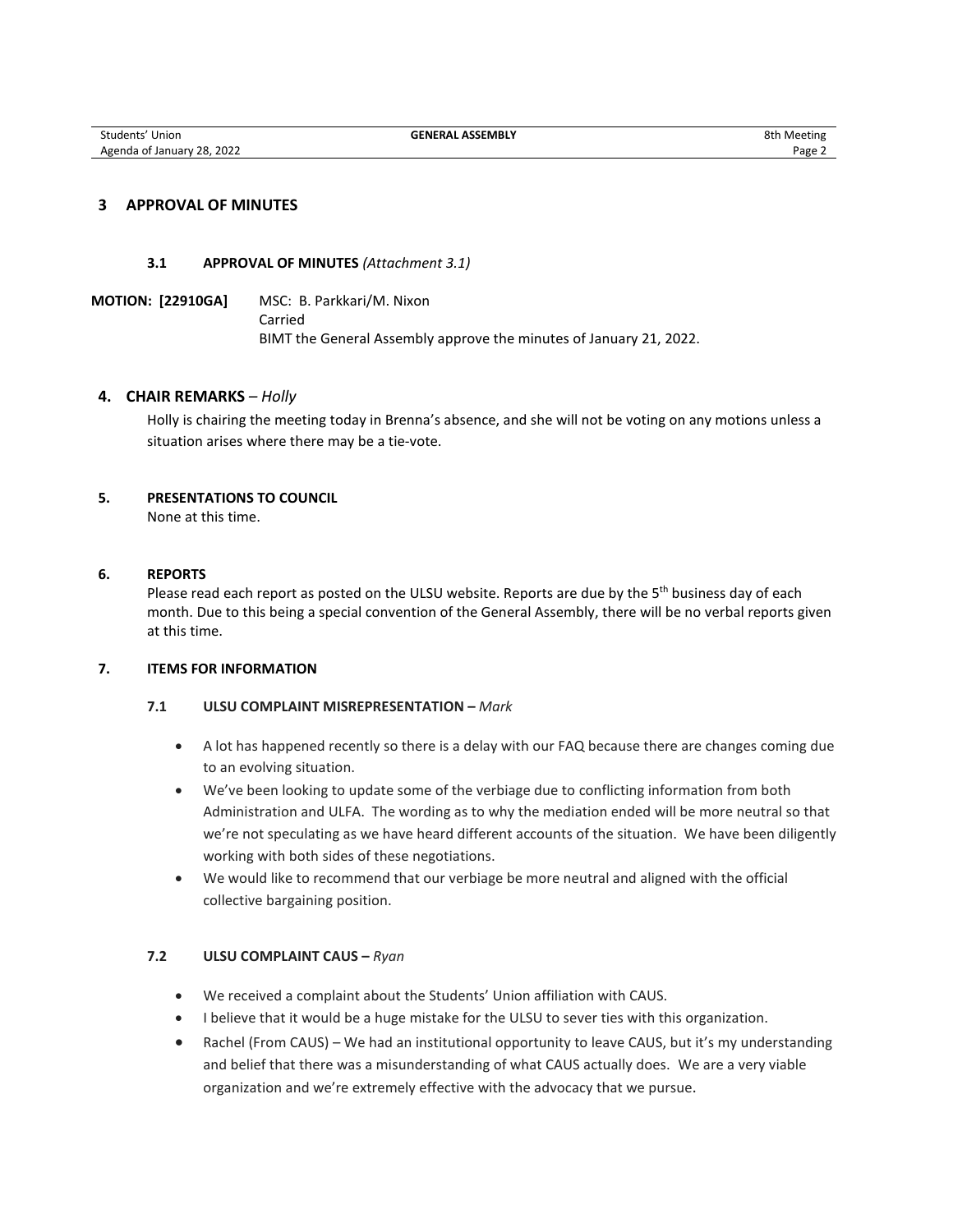## 3 APPROVAL OF MINUTES

### 3.1 APPROVAL OF MINUTES *(Attachment 3.1)*

**MOTION: [22910GA]** MSC: B. Parkkari/M. Nixon
Carried
BIMT the General Assembly approve the minutes of January 21, 2022.

## 4. CHAIR REMARKS – *Holly*

Holly is chairing the meeting today in Brenna's absence, and she will not be voting on any motions unless a situation arises where there may be a tie-vote.

## 5. PRESENTATIONS TO COUNCIL

None at this time.

## 6. REPORTS

Please read each report as posted on the ULSU website. Reports are due by the 5th business day of each month. Due to this being a special convention of the General Assembly, there will be no verbal reports given at this time.

## 7. ITEMS FOR INFORMATION

### 7.1 ULSU COMPLAINT MISREPRESENTATION – *Mark*

- A lot has happened recently so there is a delay with our FAQ because there are changes coming due to an evolving situation.
- We've been looking to update some of the verbiage due to conflicting information from both Administration and ULFA. The wording as to why the mediation ended will be more neutral so that we're not speculating as we have heard different accounts of the situation. We have been diligently working with both sides of these negotiations.
- We would like to recommend that our verbiage be more neutral and aligned with the official collective bargaining position.

### 7.2 ULSU COMPLAINT CAUS – *Ryan*

- We received a complaint about the Students' Union affiliation with CAUS.
- I believe that it would be a huge mistake for the ULSU to sever ties with this organization.
- Rachel (From CAUS) – We had an institutional opportunity to leave CAUS, but it's my understanding and belief that there was a misunderstanding of what CAUS actually does. We are a very viable organization and we're extremely effective with the advocacy that we pursue.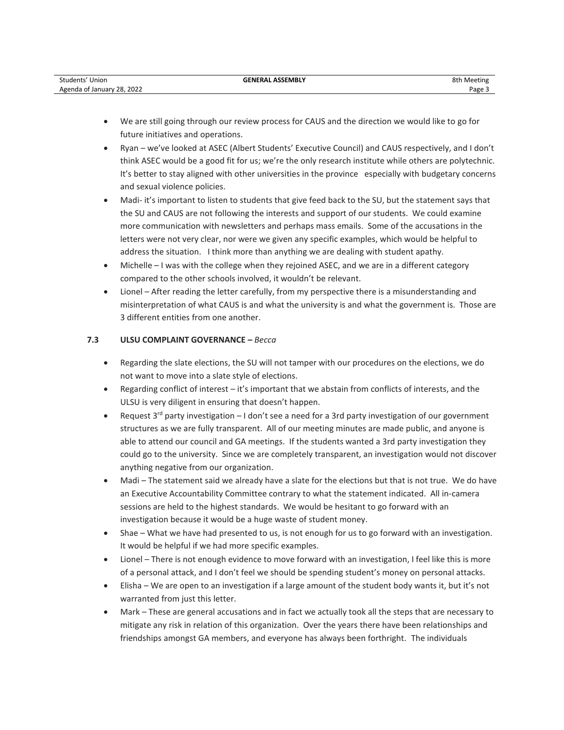- We are still going through our review process for CAUS and the direction we would like to go for future initiatives and operations.
- Ryan – we've looked at ASEC (Albert Students' Executive Council) and CAUS respectively, and I don't think ASEC would be a good fit for us; we're the only research institute while others are polytechnic. It's better to stay aligned with other universities in the province especially with budgetary concerns and sexual violence policies.
- Madi- it's important to listen to students that give feed back to the SU, but the statement says that the SU and CAUS are not following the interests and support of our students. We could examine more communication with newsletters and perhaps mass emails. Some of the accusations in the letters were not very clear, nor were we given any specific examples, which would be helpful to address the situation. I think more than anything we are dealing with student apathy.
- Michelle – I was with the college when they rejoined ASEC, and we are in a different category compared to the other schools involved, it wouldn't be relevant.
- Lionel – After reading the letter carefully, from my perspective there is a misunderstanding and misinterpretation of what CAUS is and what the university is and what the government is. Those are 3 different entities from one another.

### 7.3 ULSU COMPLAINT GOVERNANCE – *Becca*

- Regarding the slate elections, the SU will not tamper with our procedures on the elections, we do not want to move into a slate style of elections.
- Regarding conflict of interest – it's important that we abstain from conflicts of interests, and the ULSU is very diligent in ensuring that doesn't happen.
- Request 3rd party investigation – I don't see a need for a 3rd party investigation of our government structures as we are fully transparent. All of our meeting minutes are made public, and anyone is able to attend our council and GA meetings. If the students wanted a 3rd party investigation they could go to the university. Since we are completely transparent, an investigation would not discover anything negative from our organization.
- Madi – The statement said we already have a slate for the elections but that is not true. We do have an Executive Accountability Committee contrary to what the statement indicated. All in-camera sessions are held to the highest standards. We would be hesitant to go forward with an investigation because it would be a huge waste of student money.
- Shae – What we have had presented to us, is not enough for us to go forward with an investigation. It would be helpful if we had more specific examples.
- Lionel – There is not enough evidence to move forward with an investigation, I feel like this is more of a personal attack, and I don't feel we should be spending student's money on personal attacks.
- Elisha – We are open to an investigation if a large amount of the student body wants it, but it's not warranted from just this letter.
- Mark – These are general accusations and in fact we actually took all the steps that are necessary to mitigate any risk in relation of this organization. Over the years there have been relationships and friendships amongst GA members, and everyone has always been forthright. The individuals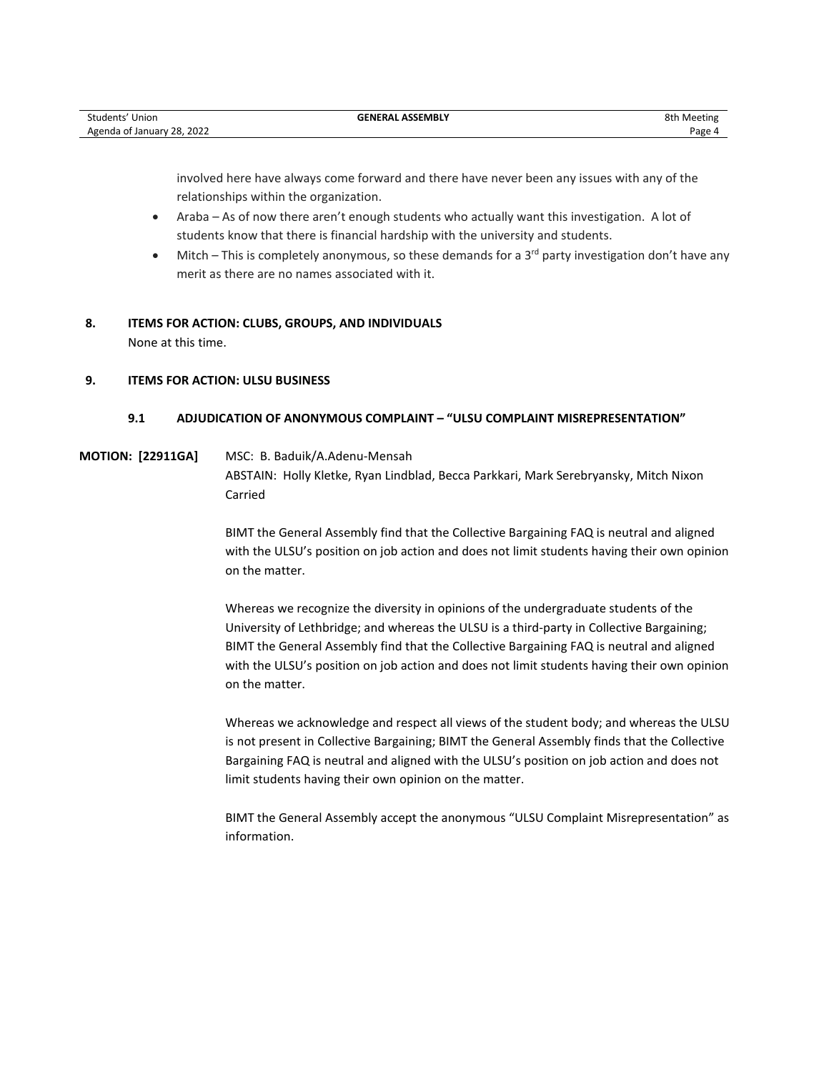involved here have always come forward and there have never been any issues with any of the relationships within the organization.

- Araba – As of now there aren't enough students who actually want this investigation. A lot of students know that there is financial hardship with the university and students.
- Mitch – This is completely anonymous, so these demands for a 3rd party investigation don't have any merit as there are no names associated with it.

## 8. ITEMS FOR ACTION: CLUBS, GROUPS, AND INDIVIDUALS

None at this time.

## 9. ITEMS FOR ACTION: ULSU BUSINESS

### 9.1 ADJUDICATION OF ANONYMOUS COMPLAINT – "ULSU COMPLAINT MISREPRESENTATION"

**MOTION: [22911GA]** MSC: B. Baduik/A.Adenu-Mensah
ABSTAIN: Holly Kletke, Ryan Lindblad, Becca Parkkari, Mark Serebryansky, Mitch Nixon
Carried

BIMT the General Assembly find that the Collective Bargaining FAQ is neutral and aligned with the ULSU's position on job action and does not limit students having their own opinion on the matter.

Whereas we recognize the diversity in opinions of the undergraduate students of the University of Lethbridge; and whereas the ULSU is a third-party in Collective Bargaining; BIMT the General Assembly find that the Collective Bargaining FAQ is neutral and aligned with the ULSU's position on job action and does not limit students having their own opinion on the matter.

Whereas we acknowledge and respect all views of the student body; and whereas the ULSU is not present in Collective Bargaining; BIMT the General Assembly finds that the Collective Bargaining FAQ is neutral and aligned with the ULSU's position on job action and does not limit students having their own opinion on the matter.

BIMT the General Assembly accept the anonymous "ULSU Complaint Misrepresentation" as information.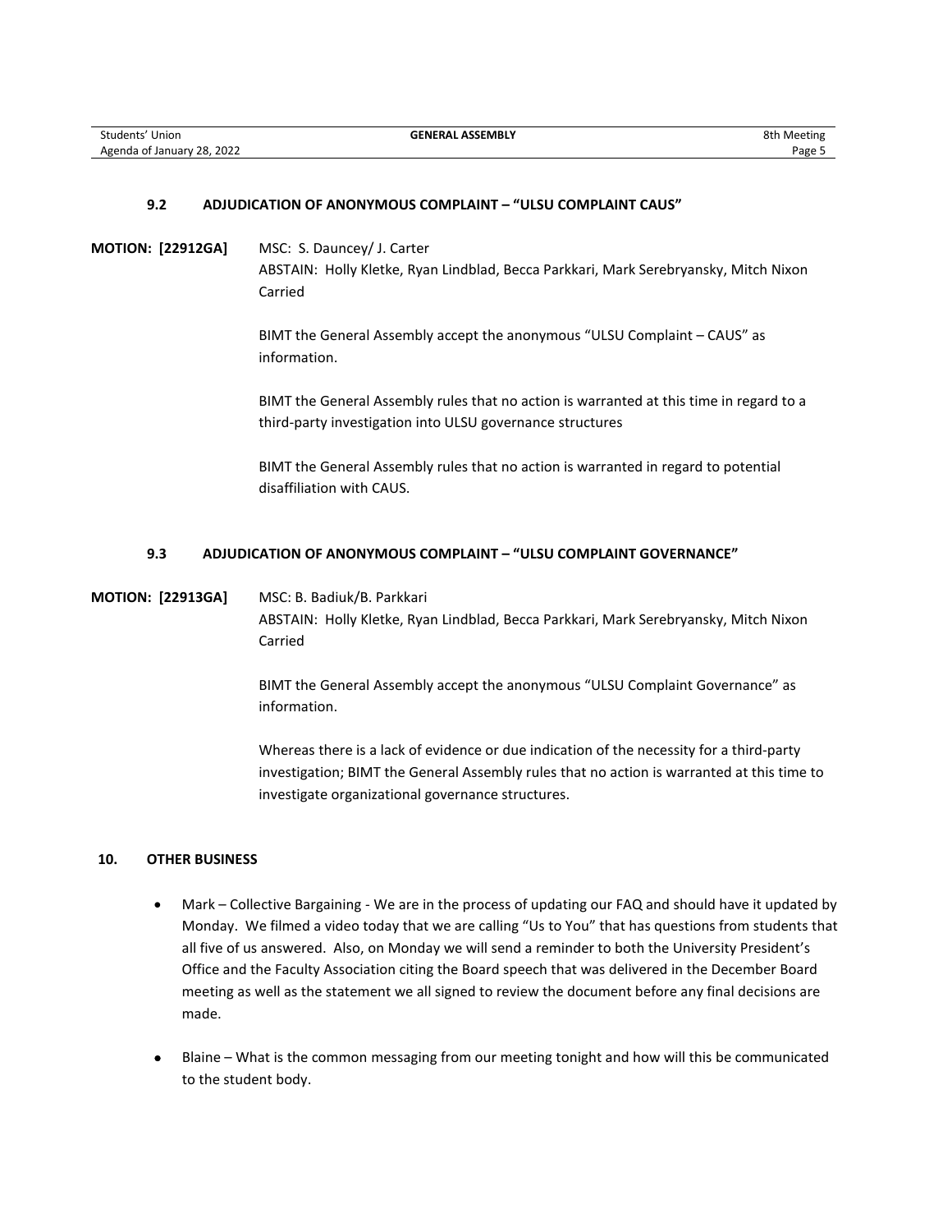### 9.2 ADJUDICATION OF ANONYMOUS COMPLAINT – "ULSU COMPLAINT CAUS"

**MOTION: [22912GA]** MSC: S. Dauncey/ J. Carter
ABSTAIN: Holly Kletke, Ryan Lindblad, Becca Parkkari, Mark Serebryansky, Mitch Nixon
Carried

BIMT the General Assembly accept the anonymous "ULSU Complaint – CAUS" as information.

BIMT the General Assembly rules that no action is warranted at this time in regard to a third-party investigation into ULSU governance structures

BIMT the General Assembly rules that no action is warranted in regard to potential disaffiliation with CAUS.

### 9.3 ADJUDICATION OF ANONYMOUS COMPLAINT – "ULSU COMPLAINT GOVERNANCE"

**MOTION: [22913GA]** MSC: B. Badiuk/B. Parkkari
ABSTAIN: Holly Kletke, Ryan Lindblad, Becca Parkkari, Mark Serebryansky, Mitch Nixon
Carried

BIMT the General Assembly accept the anonymous "ULSU Complaint Governance" as information.

Whereas there is a lack of evidence or due indication of the necessity for a third-party investigation; BIMT the General Assembly rules that no action is warranted at this time to investigate organizational governance structures.

## 10. OTHER BUSINESS

- Mark – Collective Bargaining - We are in the process of updating our FAQ and should have it updated by Monday. We filmed a video today that we are calling "Us to You" that has questions from students that all five of us answered. Also, on Monday we will send a reminder to both the University President's Office and the Faculty Association citing the Board speech that was delivered in the December Board meeting as well as the statement we all signed to review the document before any final decisions are made.

- Blaine – What is the common messaging from our meeting tonight and how will this be communicated to the student body.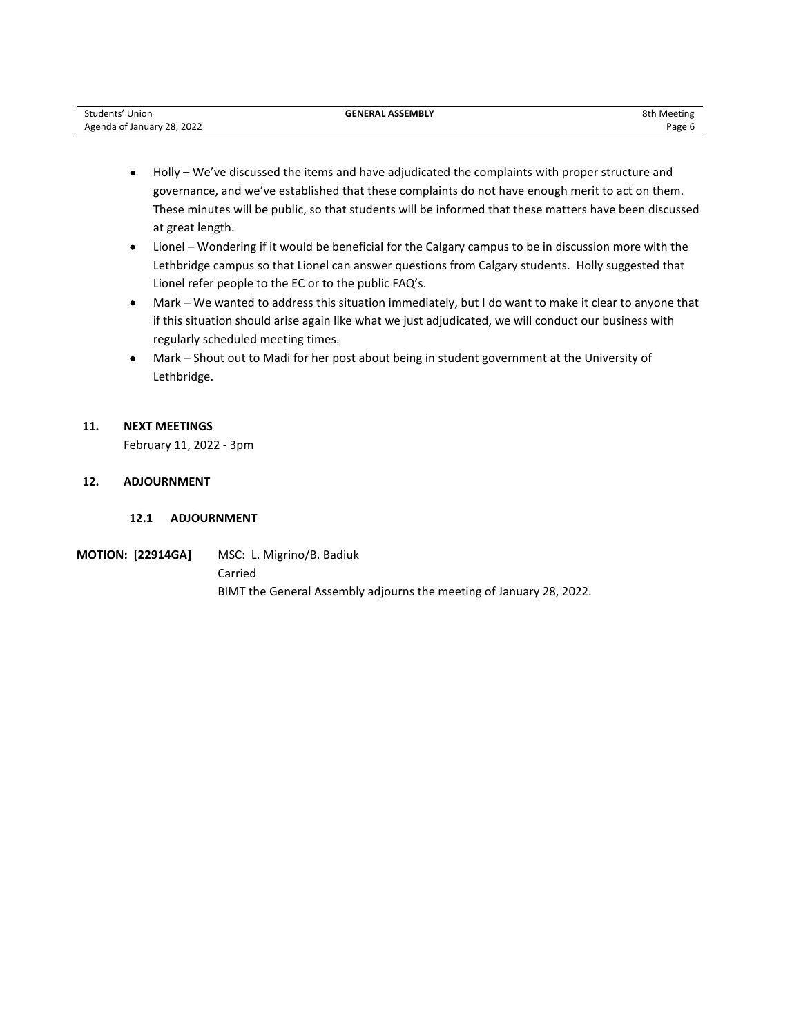- Holly – We've discussed the items and have adjudicated the complaints with proper structure and governance, and we've established that these complaints do not have enough merit to act on them. These minutes will be public, so that students will be informed that these matters have been discussed at great length.
- Lionel – Wondering if it would be beneficial for the Calgary campus to be in discussion more with the Lethbridge campus so that Lionel can answer questions from Calgary students. Holly suggested that Lionel refer people to the EC or to the public FAQ's.
- Mark – We wanted to address this situation immediately, but I do want to make it clear to anyone that if this situation should arise again like what we just adjudicated, we will conduct our business with regularly scheduled meeting times.
- Mark – Shout out to Madi for her post about being in student government at the University of Lethbridge.

## 11. NEXT MEETINGS

February 11, 2022 - 3pm

## 12. ADJOURNMENT

### 12.1 ADJOURNMENT

**MOTION: [22914GA]** MSC: L. Migrino/B. Badiuk
Carried
BIMT the General Assembly adjourns the meeting of January 28, 2022.